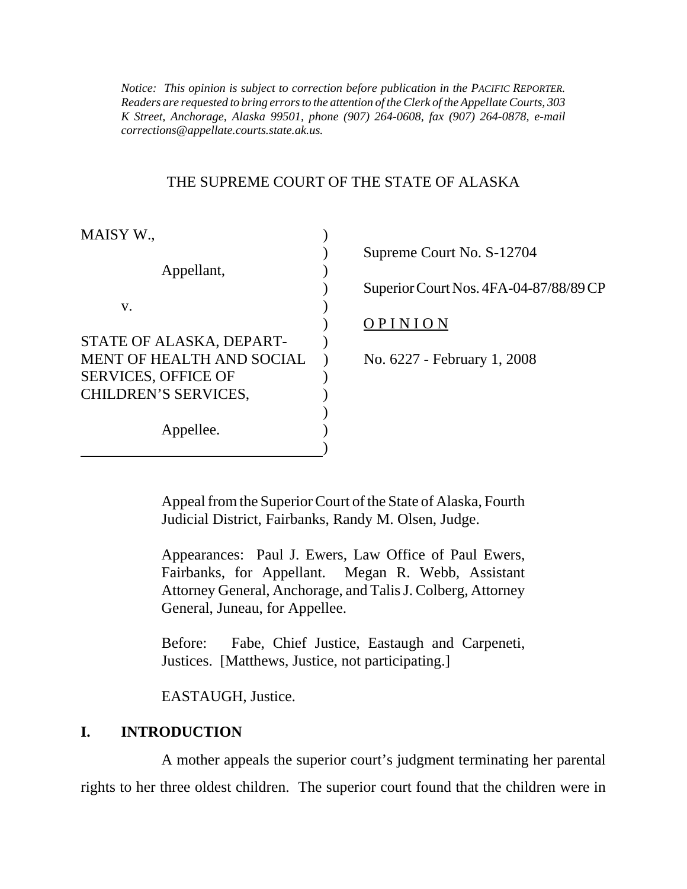*Notice: This opinion is subject to correction before publication in the PACIFIC REPORTER. Readers are requested to bring errors to the attention of the Clerk of the Appellate Courts, 303 K Street, Anchorage, Alaska 99501, phone (907) 264-0608, fax (907) 264-0878, e-mail corrections@appellate.courts.state.ak.us.*

THE SUPREME COURT OF THE STATE OF ALASKA

| | |
|---|---|
| MAISY W., | Supreme Court No. S-12704 |
| Appellant, | Superior Court Nos. 4FA-04-87/88/89 CP |
| v. | O P I N I O N |
| STATE OF ALASKA, DEPARTMENT OF HEALTH AND SOCIAL SERVICES, OFFICE OF CHILDREN'S SERVICES, | No. 6227 - February 1, 2008 |
| Appellee. | |

Appeal from the Superior Court of the State of Alaska, Fourth Judicial District, Fairbanks, Randy M. Olsen, Judge.

Appearances: Paul J. Ewers, Law Office of Paul Ewers, Fairbanks, for Appellant. Megan R. Webb, Assistant Attorney General, Anchorage, and Talis J. Colberg, Attorney General, Juneau, for Appellee.

Before: Fabe, Chief Justice, Eastaugh and Carpeneti, Justices. [Matthews, Justice, not participating.]

EASTAUGH, Justice.

## I. INTRODUCTION

A mother appeals the superior court's judgment terminating her parental rights to her three oldest children. The superior court found that the children were in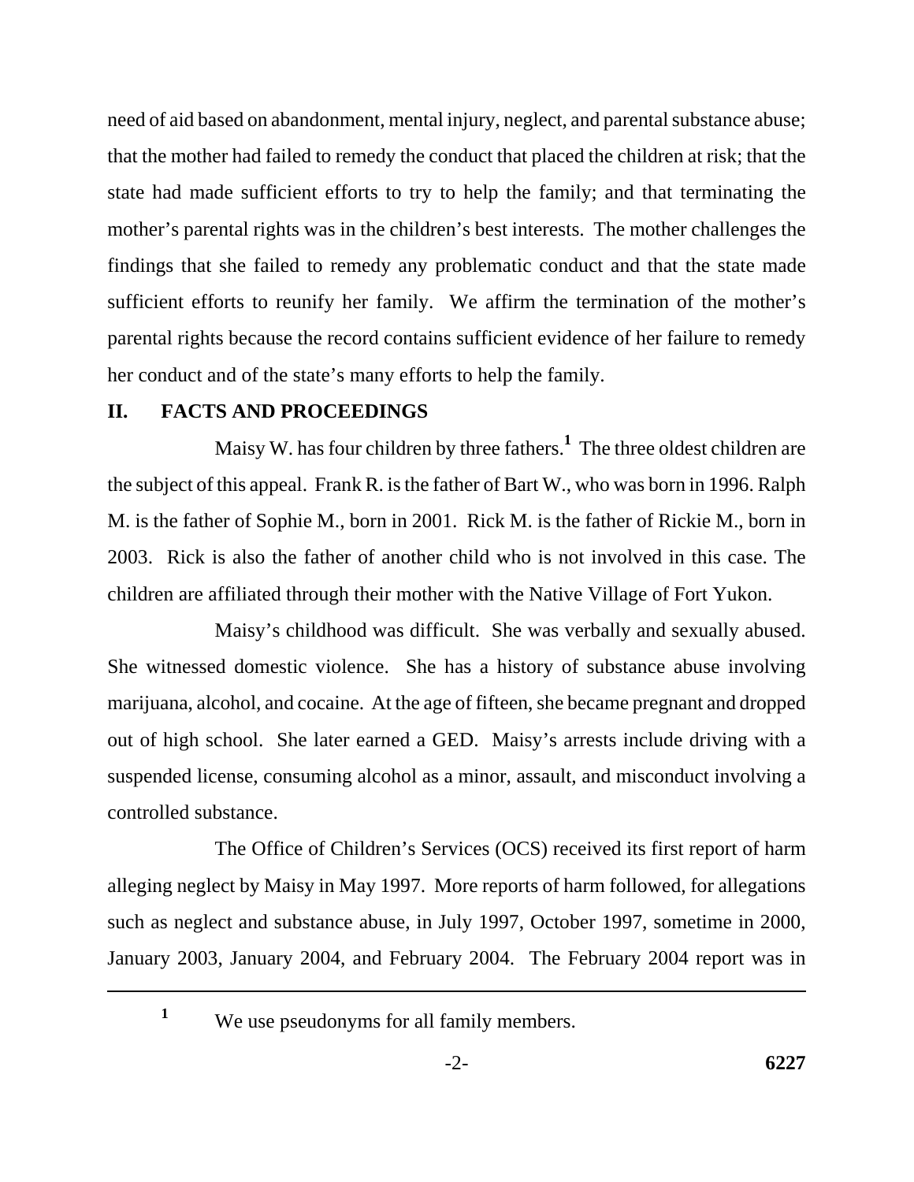need of aid based on abandonment, mental injury, neglect, and parental substance abuse; that the mother had failed to remedy the conduct that placed the children at risk; that the state had made sufficient efforts to try to help the family; and that terminating the mother's parental rights was in the children's best interests. The mother challenges the findings that she failed to remedy any problematic conduct and that the state made sufficient efforts to reunify her family. We affirm the termination of the mother's parental rights because the record contains sufficient evidence of her failure to remedy her conduct and of the state's many efforts to help the family.

## II. FACTS AND PROCEEDINGS

Maisy W. has four children by three fathers.[1] The three oldest children are the subject of this appeal. Frank R. is the father of Bart W., who was born in 1996. Ralph M. is the father of Sophie M., born in 2001. Rick M. is the father of Rickie M., born in 2003. Rick is also the father of another child who is not involved in this case. The children are affiliated through their mother with the Native Village of Fort Yukon.

Maisy's childhood was difficult. She was verbally and sexually abused. She witnessed domestic violence. She has a history of substance abuse involving marijuana, alcohol, and cocaine. At the age of fifteen, she became pregnant and dropped out of high school. She later earned a GED. Maisy's arrests include driving with a suspended license, consuming alcohol as a minor, assault, and misconduct involving a controlled substance.

The Office of Children's Services (OCS) received its first report of harm alleging neglect by Maisy in May 1997. More reports of harm followed, for allegations such as neglect and substance abuse, in July 1997, October 1997, sometime in 2000, January 2003, January 2004, and February 2004. The February 2004 report was in

---

[1] We use pseudonyms for all family members.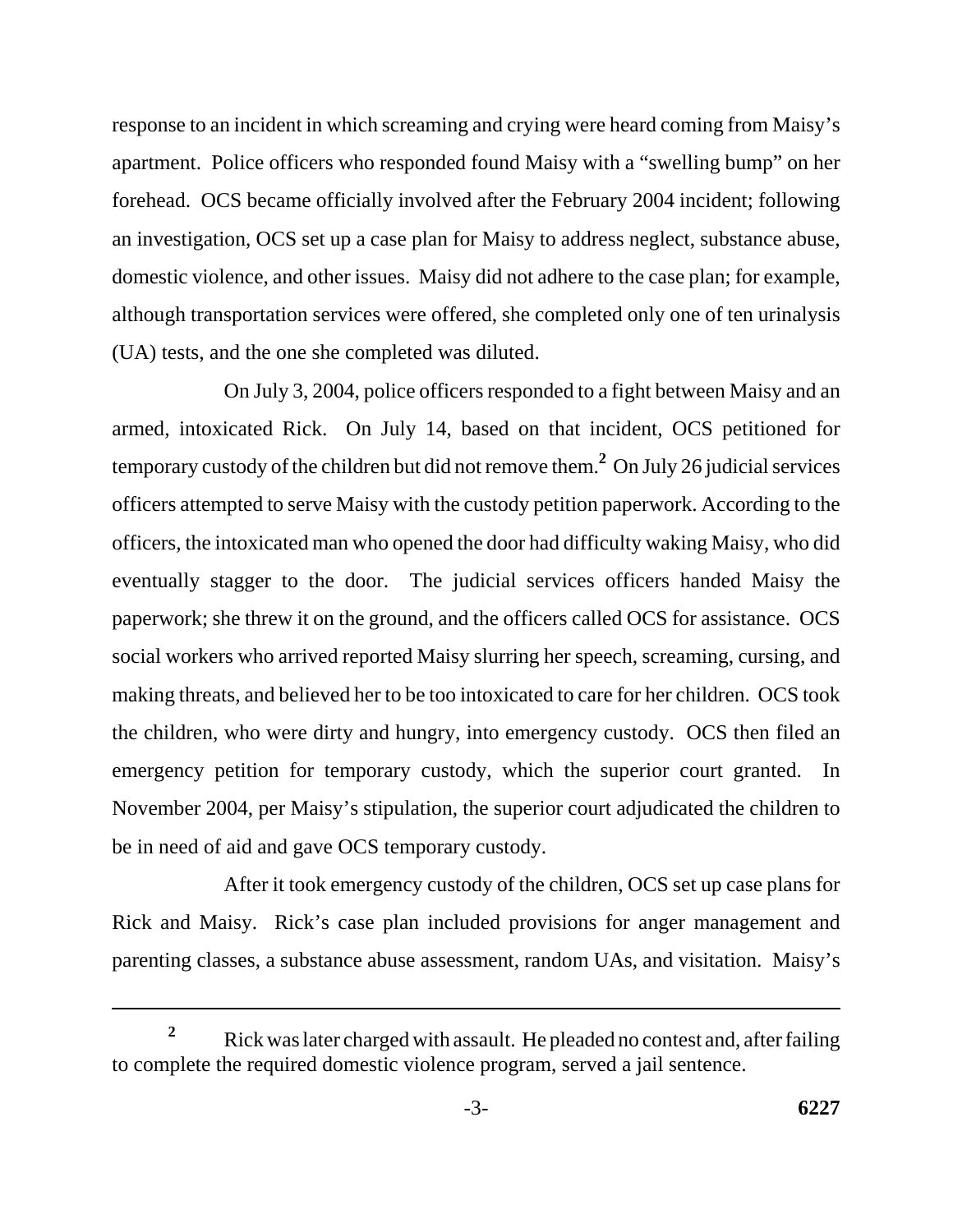response to an incident in which screaming and crying were heard coming from Maisy's apartment. Police officers who responded found Maisy with a "swelling bump" on her forehead. OCS became officially involved after the February 2004 incident; following an investigation, OCS set up a case plan for Maisy to address neglect, substance abuse, domestic violence, and other issues. Maisy did not adhere to the case plan; for example, although transportation services were offered, she completed only one of ten urinalysis (UA) tests, and the one she completed was diluted.

On July 3, 2004, police officers responded to a fight between Maisy and an armed, intoxicated Rick. On July 14, based on that incident, OCS petitioned for temporary custody of the children but did not remove them.[2] On July 26 judicial services officers attempted to serve Maisy with the custody petition paperwork. According to the officers, the intoxicated man who opened the door had difficulty waking Maisy, who did eventually stagger to the door. The judicial services officers handed Maisy the paperwork; she threw it on the ground, and the officers called OCS for assistance. OCS social workers who arrived reported Maisy slurring her speech, screaming, cursing, and making threats, and believed her to be too intoxicated to care for her children. OCS took the children, who were dirty and hungry, into emergency custody. OCS then filed an emergency petition for temporary custody, which the superior court granted. In November 2004, per Maisy's stipulation, the superior court adjudicated the children to be in need of aid and gave OCS temporary custody.

After it took emergency custody of the children, OCS set up case plans for Rick and Maisy. Rick's case plan included provisions for anger management and parenting classes, a substance abuse assessment, random UAs, and visitation. Maisy's

---

[2] Rick was later charged with assault. He pleaded no contest and, after failing to complete the required domestic violence program, served a jail sentence.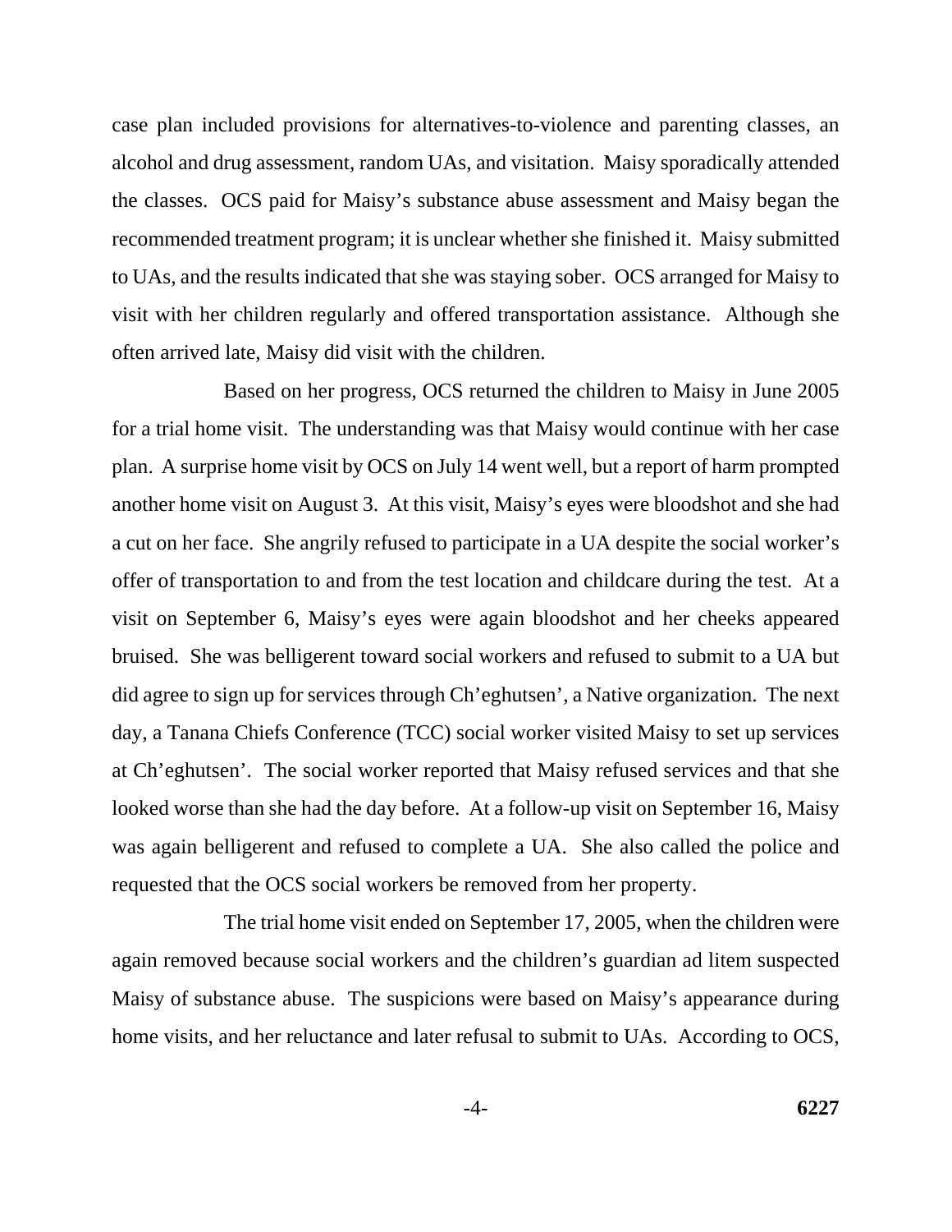case plan included provisions for alternatives-to-violence and parenting classes, an alcohol and drug assessment, random UAs, and visitation. Maisy sporadically attended the classes. OCS paid for Maisy's substance abuse assessment and Maisy began the recommended treatment program; it is unclear whether she finished it. Maisy submitted to UAs, and the results indicated that she was staying sober. OCS arranged for Maisy to visit with her children regularly and offered transportation assistance. Although she often arrived late, Maisy did visit with the children.

Based on her progress, OCS returned the children to Maisy in June 2005 for a trial home visit. The understanding was that Maisy would continue with her case plan. A surprise home visit by OCS on July 14 went well, but a report of harm prompted another home visit on August 3. At this visit, Maisy's eyes were bloodshot and she had a cut on her face. She angrily refused to participate in a UA despite the social worker's offer of transportation to and from the test location and childcare during the test. At a visit on September 6, Maisy's eyes were again bloodshot and her cheeks appeared bruised. She was belligerent toward social workers and refused to submit to a UA but did agree to sign up for services through Ch'eghutsen', a Native organization. The next day, a Tanana Chiefs Conference (TCC) social worker visited Maisy to set up services at Ch'eghutsen'. The social worker reported that Maisy refused services and that she looked worse than she had the day before. At a follow-up visit on September 16, Maisy was again belligerent and refused to complete a UA. She also called the police and requested that the OCS social workers be removed from her property.

The trial home visit ended on September 17, 2005, when the children were again removed because social workers and the children's guardian ad litem suspected Maisy of substance abuse. The suspicions were based on Maisy's appearance during home visits, and her reluctance and later refusal to submit to UAs. According to OCS,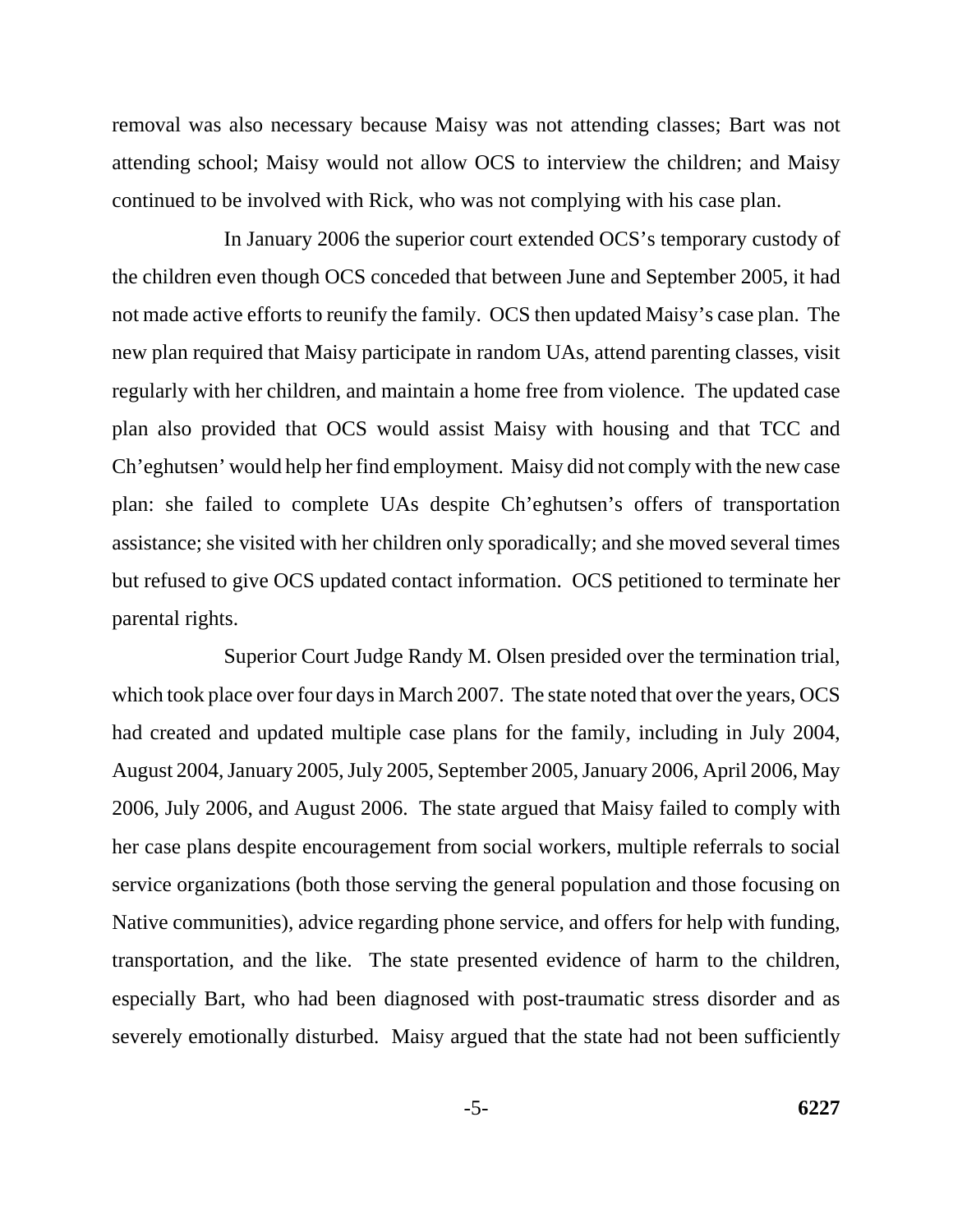removal was also necessary because Maisy was not attending classes; Bart was not attending school; Maisy would not allow OCS to interview the children; and Maisy continued to be involved with Rick, who was not complying with his case plan.

In January 2006 the superior court extended OCS's temporary custody of the children even though OCS conceded that between June and September 2005, it had not made active efforts to reunify the family. OCS then updated Maisy's case plan. The new plan required that Maisy participate in random UAs, attend parenting classes, visit regularly with her children, and maintain a home free from violence. The updated case plan also provided that OCS would assist Maisy with housing and that TCC and Ch'eghutsen' would help her find employment. Maisy did not comply with the new case plan: she failed to complete UAs despite Ch'eghutsen's offers of transportation assistance; she visited with her children only sporadically; and she moved several times but refused to give OCS updated contact information. OCS petitioned to terminate her parental rights.

Superior Court Judge Randy M. Olsen presided over the termination trial, which took place over four days in March 2007. The state noted that over the years, OCS had created and updated multiple case plans for the family, including in July 2004, August 2004, January 2005, July 2005, September 2005, January 2006, April 2006, May 2006, July 2006, and August 2006. The state argued that Maisy failed to comply with her case plans despite encouragement from social workers, multiple referrals to social service organizations (both those serving the general population and those focusing on Native communities), advice regarding phone service, and offers for help with funding, transportation, and the like. The state presented evidence of harm to the children, especially Bart, who had been diagnosed with post-traumatic stress disorder and as severely emotionally disturbed. Maisy argued that the state had not been sufficiently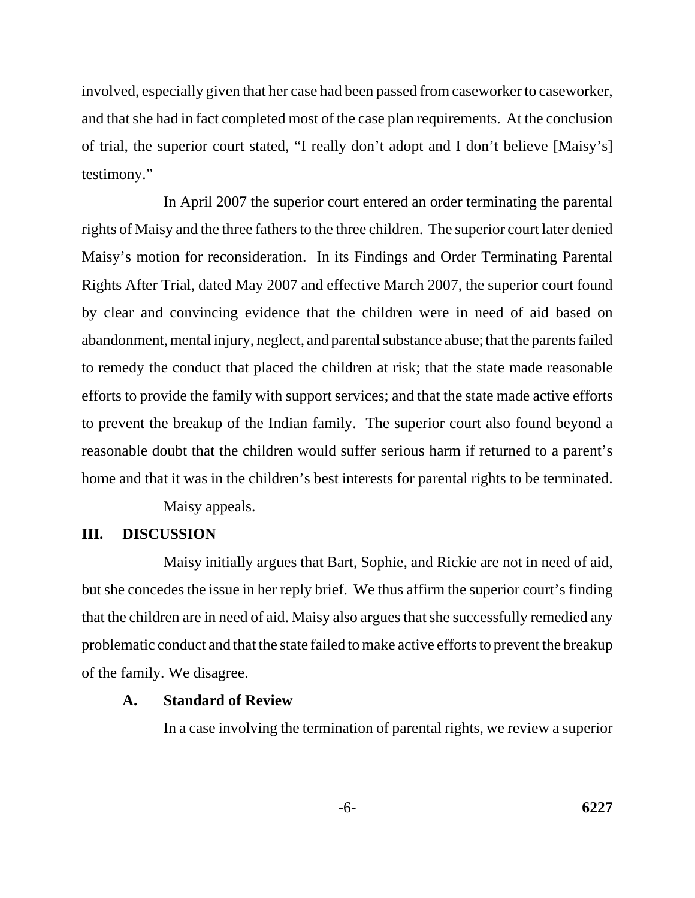involved, especially given that her case had been passed from caseworker to caseworker, and that she had in fact completed most of the case plan requirements. At the conclusion of trial, the superior court stated, "I really don't adopt and I don't believe [Maisy's] testimony."

In April 2007 the superior court entered an order terminating the parental rights of Maisy and the three fathers to the three children. The superior court later denied Maisy's motion for reconsideration. In its Findings and Order Terminating Parental Rights After Trial, dated May 2007 and effective March 2007, the superior court found by clear and convincing evidence that the children were in need of aid based on abandonment, mental injury, neglect, and parental substance abuse; that the parents failed to remedy the conduct that placed the children at risk; that the state made reasonable efforts to provide the family with support services; and that the state made active efforts to prevent the breakup of the Indian family. The superior court also found beyond a reasonable doubt that the children would suffer serious harm if returned to a parent's home and that it was in the children's best interests for parental rights to be terminated.

Maisy appeals.

## III. DISCUSSION

Maisy initially argues that Bart, Sophie, and Rickie are not in need of aid, but she concedes the issue in her reply brief. We thus affirm the superior court's finding that the children are in need of aid. Maisy also argues that she successfully remedied any problematic conduct and that the state failed to make active efforts to prevent the breakup of the family. We disagree.

### A. Standard of Review

In a case involving the termination of parental rights, we review a superior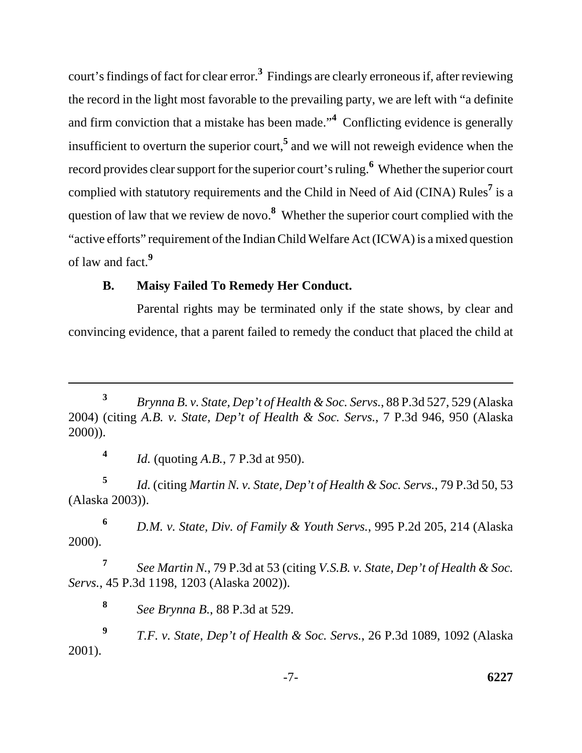court's findings of fact for clear error.[3] Findings are clearly erroneous if, after reviewing the record in the light most favorable to the prevailing party, we are left with "a definite and firm conviction that a mistake has been made."[4] Conflicting evidence is generally insufficient to overturn the superior court,[5] and we will not reweigh evidence when the record provides clear support for the superior court's ruling.[6] Whether the superior court complied with statutory requirements and the Child in Need of Aid (CINA) Rules[7] is a question of law that we review de novo.[8] Whether the superior court complied with the "active efforts" requirement of the Indian Child Welfare Act (ICWA) is a mixed question of law and fact.[9]

**B. Maisy Failed To Remedy Her Conduct.**

Parental rights may be terminated only if the state shows, by clear and convincing evidence, that a parent failed to remedy the conduct that placed the child at

---

[3] *Brynna B. v. State, Dep't of Health & Soc. Servs.*, 88 P.3d 527, 529 (Alaska 2004) (citing *A.B. v. State, Dep't of Health & Soc. Servs.*, 7 P.3d 946, 950 (Alaska 2000)).

[4] *Id.* (quoting *A.B.*, 7 P.3d at 950).

[5] *Id.* (citing *Martin N. v. State, Dep't of Health & Soc. Servs.*, 79 P.3d 50, 53 (Alaska 2003)).

[6] *D.M. v. State, Div. of Family & Youth Servs.*, 995 P.2d 205, 214 (Alaska 2000).

[7] *See Martin N.*, 79 P.3d at 53 (citing *V.S.B. v. State, Dep't of Health & Soc. Servs.*, 45 P.3d 1198, 1203 (Alaska 2002)).

[8] *See Brynna B.*, 88 P.3d at 529.

[9] *T.F. v. State, Dep't of Health & Soc. Servs.*, 26 P.3d 1089, 1092 (Alaska 2001).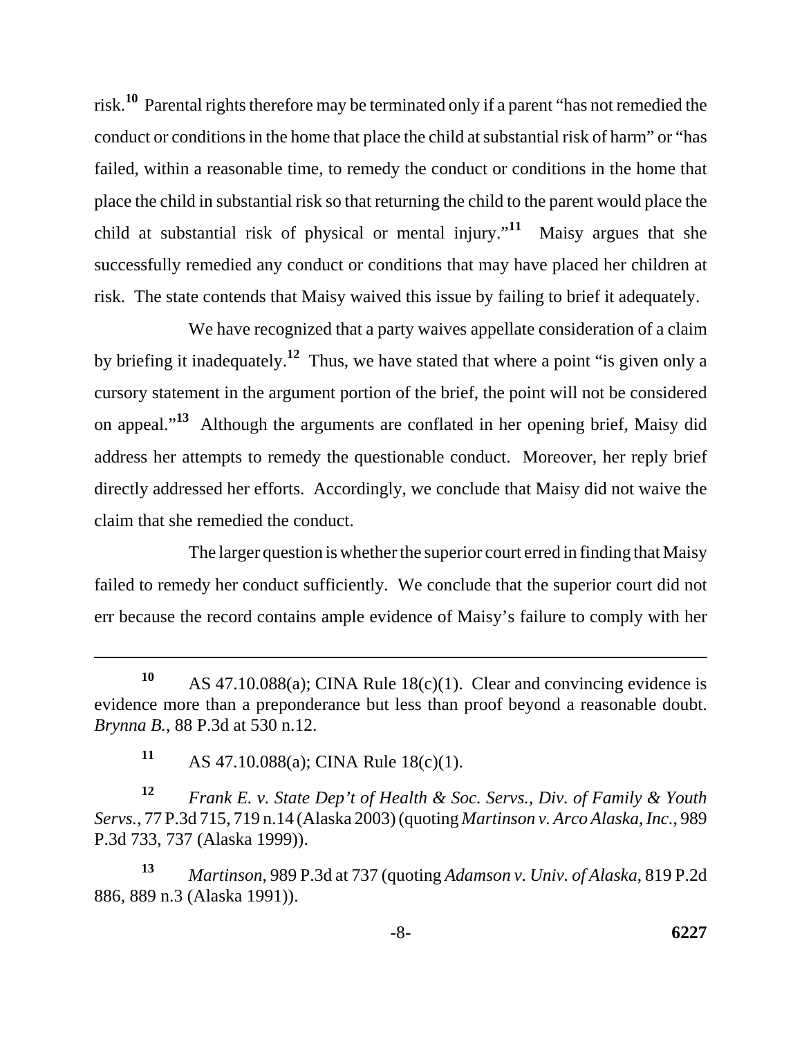risk.[10] Parental rights therefore may be terminated only if a parent "has not remedied the conduct or conditions in the home that place the child at substantial risk of harm" or "has failed, within a reasonable time, to remedy the conduct or conditions in the home that place the child in substantial risk so that returning the child to the parent would place the child at substantial risk of physical or mental injury."[11] Maisy argues that she successfully remedied any conduct or conditions that may have placed her children at risk. The state contends that Maisy waived this issue by failing to brief it adequately.

We have recognized that a party waives appellate consideration of a claim by briefing it inadequately.[12] Thus, we have stated that where a point "is given only a cursory statement in the argument portion of the brief, the point will not be considered on appeal."[13] Although the arguments are conflated in her opening brief, Maisy did address her attempts to remedy the questionable conduct. Moreover, her reply brief directly addressed her efforts. Accordingly, we conclude that Maisy did not waive the claim that she remedied the conduct.

The larger question is whether the superior court erred in finding that Maisy failed to remedy her conduct sufficiently. We conclude that the superior court did not err because the record contains ample evidence of Maisy's failure to comply with her

---

[10] AS 47.10.088(a); CINA Rule 18(c)(1). Clear and convincing evidence is evidence more than a preponderance but less than proof beyond a reasonable doubt. *Brynna B.*, 88 P.3d at 530 n.12.

[11] AS 47.10.088(a); CINA Rule 18(c)(1).

[12] *Frank E. v. State Dep't of Health & Soc. Servs., Div. of Family & Youth Servs.*, 77 P.3d 715, 719 n.14 (Alaska 2003) (quoting *Martinson v. Arco Alaska, Inc.*, 989 P.3d 733, 737 (Alaska 1999)).

[13] *Martinson*, 989 P.3d at 737 (quoting *Adamson v. Univ. of Alaska*, 819 P.2d 886, 889 n.3 (Alaska 1991)).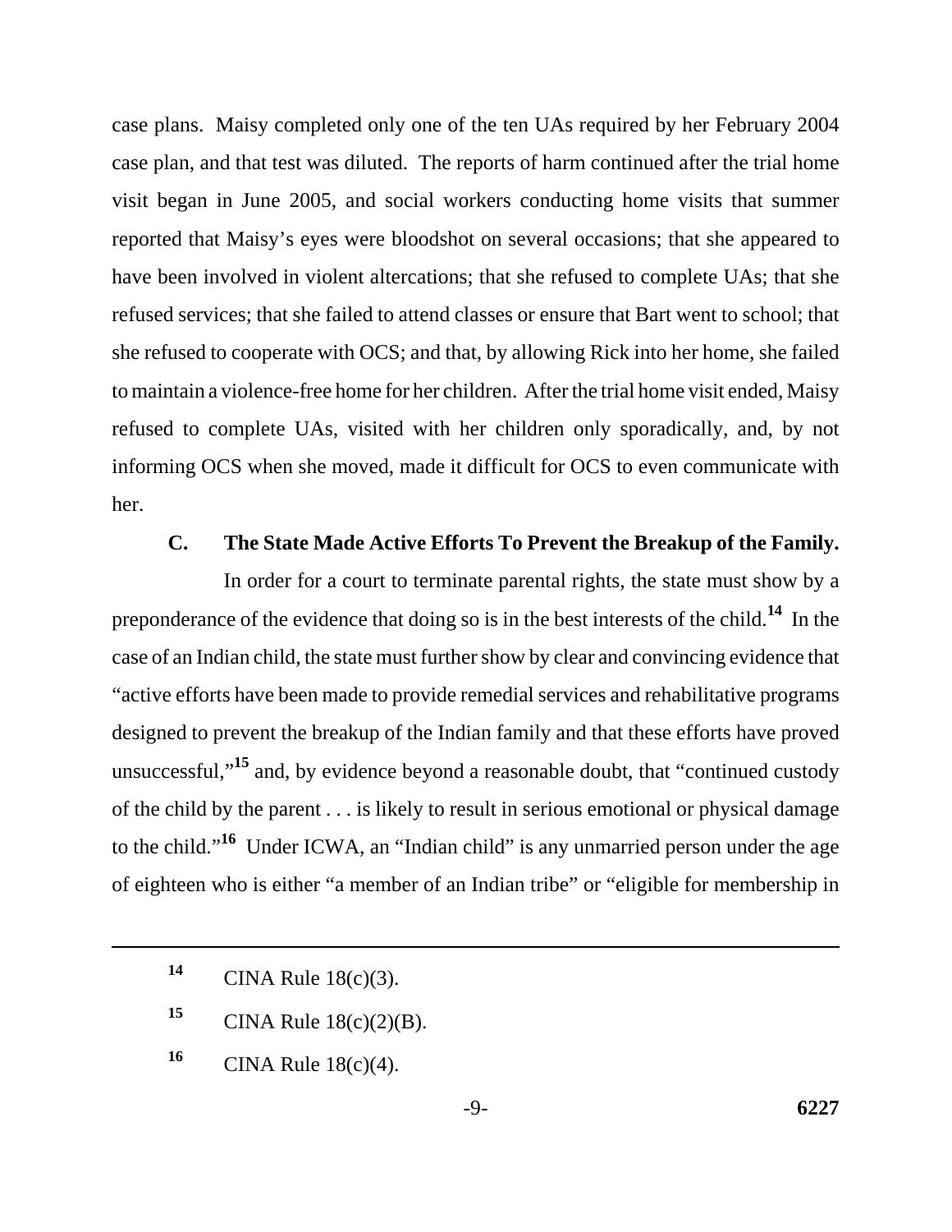case plans. Maisy completed only one of the ten UAs required by her February 2004 case plan, and that test was diluted. The reports of harm continued after the trial home visit began in June 2005, and social workers conducting home visits that summer reported that Maisy's eyes were bloodshot on several occasions; that she appeared to have been involved in violent altercations; that she refused to complete UAs; that she refused services; that she failed to attend classes or ensure that Bart went to school; that she refused to cooperate with OCS; and that, by allowing Rick into her home, she failed to maintain a violence-free home for her children. After the trial home visit ended, Maisy refused to complete UAs, visited with her children only sporadically, and, by not informing OCS when she moved, made it difficult for OCS to even communicate with her.

### C. The State Made Active Efforts To Prevent the Breakup of the Family.

In order for a court to terminate parental rights, the state must show by a preponderance of the evidence that doing so is in the best interests of the child.[14] In the case of an Indian child, the state must further show by clear and convincing evidence that "active efforts have been made to provide remedial services and rehabilitative programs designed to prevent the breakup of the Indian family and that these efforts have proved unsuccessful,"[15] and, by evidence beyond a reasonable doubt, that "continued custody of the child by the parent . . . is likely to result in serious emotional or physical damage to the child."[16] Under ICWA, an "Indian child" is any unmarried person under the age of eighteen who is either "a member of an Indian tribe" or "eligible for membership in

---

[14] CINA Rule 18(c)(3).

[15] CINA Rule 18(c)(2)(B).

[16] CINA Rule 18(c)(4).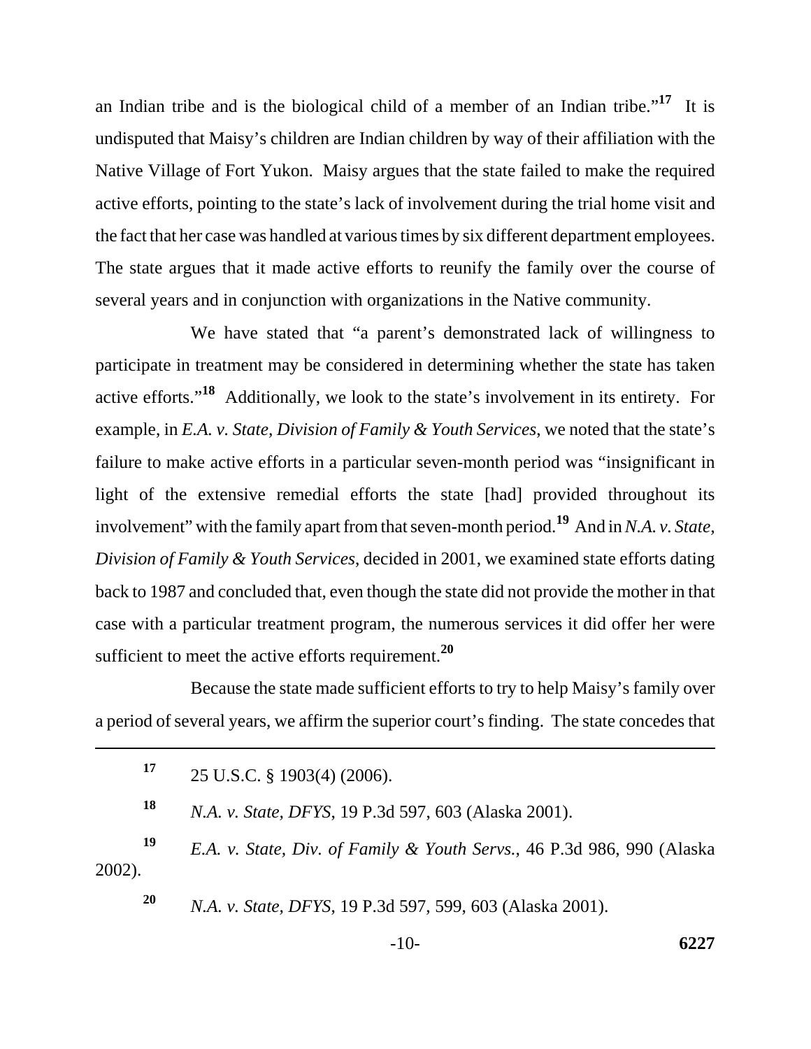an Indian tribe and is the biological child of a member of an Indian tribe."[17] It is undisputed that Maisy's children are Indian children by way of their affiliation with the Native Village of Fort Yukon. Maisy argues that the state failed to make the required active efforts, pointing to the state's lack of involvement during the trial home visit and the fact that her case was handled at various times by six different department employees. The state argues that it made active efforts to reunify the family over the course of several years and in conjunction with organizations in the Native community.

We have stated that "a parent's demonstrated lack of willingness to participate in treatment may be considered in determining whether the state has taken active efforts."[18] Additionally, we look to the state's involvement in its entirety. For example, in *E.A. v. State, Division of Family & Youth Services,* we noted that the state's failure to make active efforts in a particular seven-month period was "insignificant in light of the extensive remedial efforts the state [had] provided throughout its involvement" with the family apart from that seven-month period.[19] And in *N.A. v. State, Division of Family & Youth Services*, decided in 2001, we examined state efforts dating back to 1987 and concluded that, even though the state did not provide the mother in that case with a particular treatment program, the numerous services it did offer her were sufficient to meet the active efforts requirement.[20]

Because the state made sufficient efforts to try to help Maisy's family over a period of several years, we affirm the superior court's finding. The state concedes that

---

[17] 25 U.S.C. § 1903(4) (2006).

[18] *N.A. v. State, DFYS*, 19 P.3d 597, 603 (Alaska 2001).

[19] *E.A. v. State, Div. of Family & Youth Servs.*, 46 P.3d 986, 990 (Alaska 2002).

[20] *N.A. v. State, DFYS*, 19 P.3d 597, 599, 603 (Alaska 2001).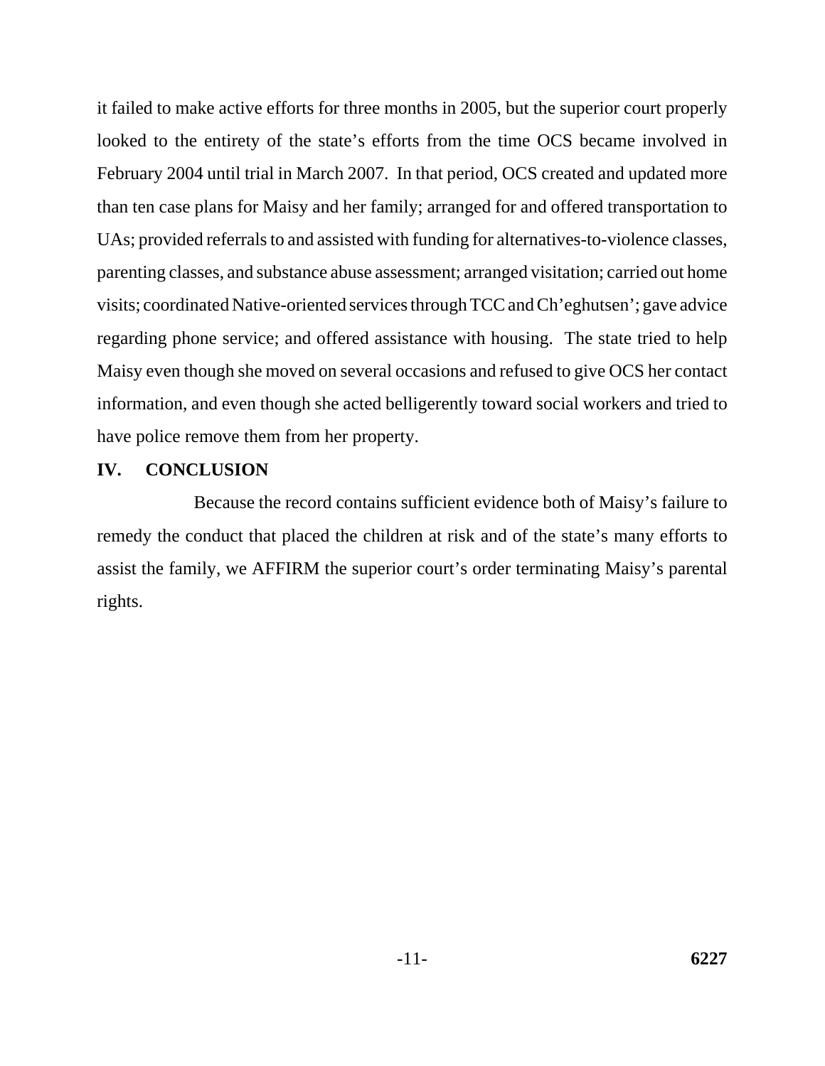it failed to make active efforts for three months in 2005, but the superior court properly looked to the entirety of the state's efforts from the time OCS became involved in February 2004 until trial in March 2007. In that period, OCS created and updated more than ten case plans for Maisy and her family; arranged for and offered transportation to UAs; provided referrals to and assisted with funding for alternatives-to-violence classes, parenting classes, and substance abuse assessment; arranged visitation; carried out home visits; coordinated Native-oriented services through TCC and Ch'eghutsen'; gave advice regarding phone service; and offered assistance with housing. The state tried to help Maisy even though she moved on several occasions and refused to give OCS her contact information, and even though she acted belligerently toward social workers and tried to have police remove them from her property.

## IV. CONCLUSION

Because the record contains sufficient evidence both of Maisy's failure to remedy the conduct that placed the children at risk and of the state's many efforts to assist the family, we AFFIRM the superior court's order terminating Maisy's parental rights.